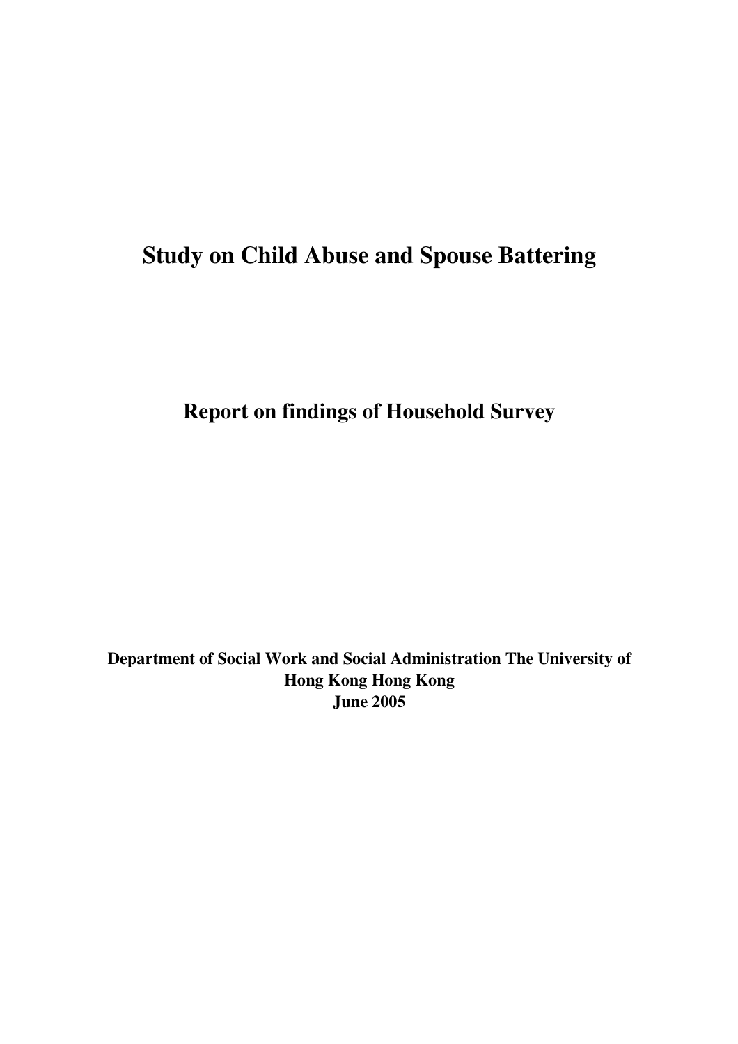# Study on Child Abuse and Spouse Battering

## Report on findings of Household Survey

**Department of Social Work and Social Administration The University of Hong Kong Hong Kong**
**June 2005**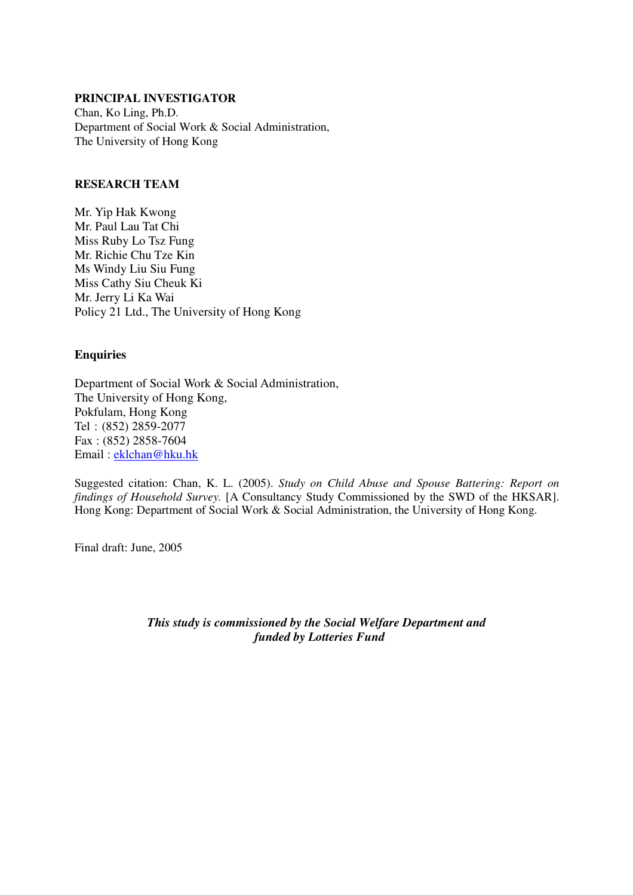**PRINCIPAL INVESTIGATOR**

Chan, Ko Ling, Ph.D.
Department of Social Work & Social Administration,
The University of Hong Kong

**RESEARCH TEAM**

Mr. Yip Hak Kwong
Mr. Paul Lau Tat Chi
Miss Ruby Lo Tsz Fung
Mr. Richie Chu Tze Kin
Ms Windy Liu Siu Fung
Miss Cathy Siu Cheuk Ki
Mr. Jerry Li Ka Wai
Policy 21 Ltd., The University of Hong Kong

**Enquiries**

Department of Social Work & Social Administration,
The University of Hong Kong,
Pokfulam, Hong Kong
Tel : (852) 2859-2077
Fax : (852) 2858-7604
Email : eklchan@hku.hk

Suggested citation: Chan, K. L. (2005). *Study on Child Abuse and Spouse Battering: Report on findings of Household Survey.* [A Consultancy Study Commissioned by the SWD of the HKSAR]. Hong Kong: Department of Social Work & Social Administration, the University of Hong Kong.

Final draft: June, 2005

***This study is commissioned by the Social Welfare Department and funded by Lotteries Fund***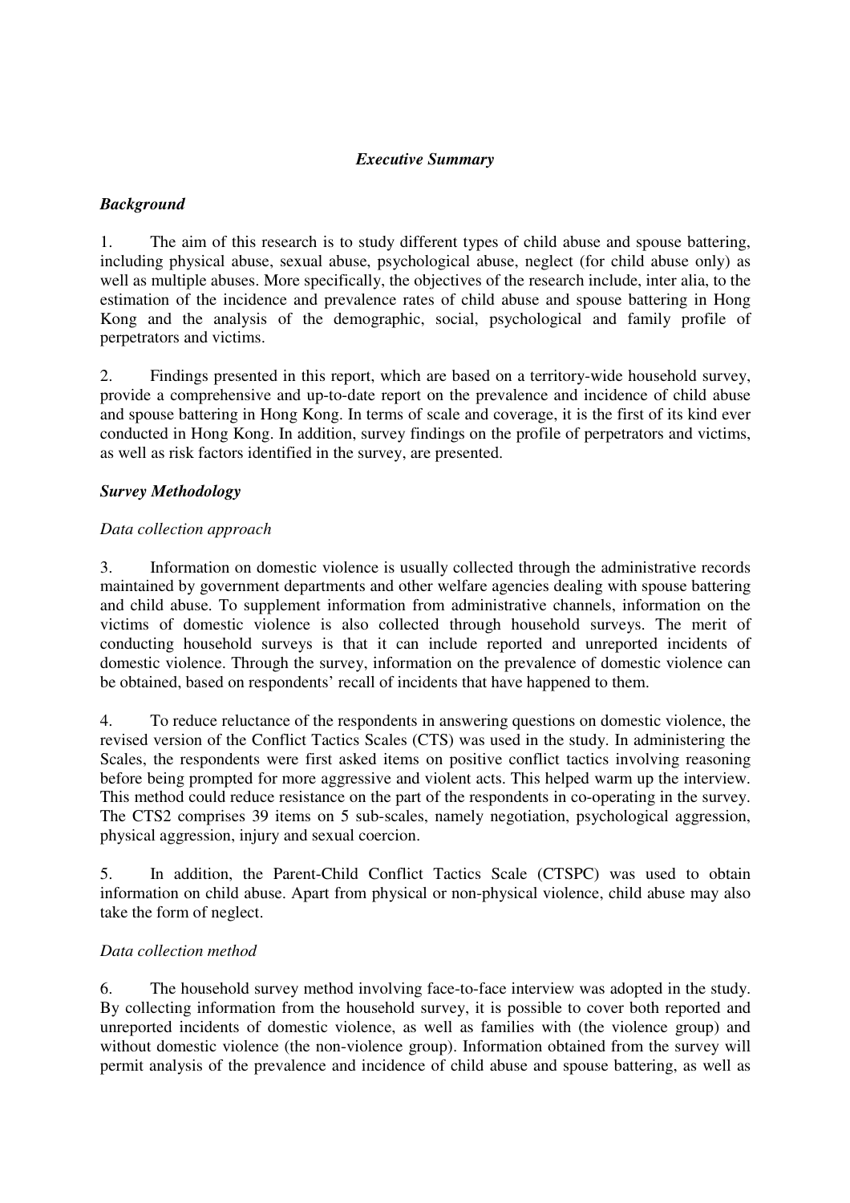## *Executive Summary*

### *Background*

1. The aim of this research is to study different types of child abuse and spouse battering, including physical abuse, sexual abuse, psychological abuse, neglect (for child abuse only) as well as multiple abuses. More specifically, the objectives of the research include, inter alia, to the estimation of the incidence and prevalence rates of child abuse and spouse battering in Hong Kong and the analysis of the demographic, social, psychological and family profile of perpetrators and victims.

2. Findings presented in this report, which are based on a territory-wide household survey, provide a comprehensive and up-to-date report on the prevalence and incidence of child abuse and spouse battering in Hong Kong. In terms of scale and coverage, it is the first of its kind ever conducted in Hong Kong. In addition, survey findings on the profile of perpetrators and victims, as well as risk factors identified in the survey, are presented.

### *Survey Methodology*

#### *Data collection approach*

3. Information on domestic violence is usually collected through the administrative records maintained by government departments and other welfare agencies dealing with spouse battering and child abuse. To supplement information from administrative channels, information on the victims of domestic violence is also collected through household surveys. The merit of conducting household surveys is that it can include reported and unreported incidents of domestic violence. Through the survey, information on the prevalence of domestic violence can be obtained, based on respondents' recall of incidents that have happened to them.

4. To reduce reluctance of the respondents in answering questions on domestic violence, the revised version of the Conflict Tactics Scales (CTS) was used in the study. In administering the Scales, the respondents were first asked items on positive conflict tactics involving reasoning before being prompted for more aggressive and violent acts. This helped warm up the interview. This method could reduce resistance on the part of the respondents in co-operating in the survey. The CTS2 comprises 39 items on 5 sub-scales, namely negotiation, psychological aggression, physical aggression, injury and sexual coercion.

5. In addition, the Parent-Child Conflict Tactics Scale (CTSPC) was used to obtain information on child abuse. Apart from physical or non-physical violence, child abuse may also take the form of neglect.

#### *Data collection method*

6. The household survey method involving face-to-face interview was adopted in the study. By collecting information from the household survey, it is possible to cover both reported and unreported incidents of domestic violence, as well as families with (the violence group) and without domestic violence (the non-violence group). Information obtained from the survey will permit analysis of the prevalence and incidence of child abuse and spouse battering, as well as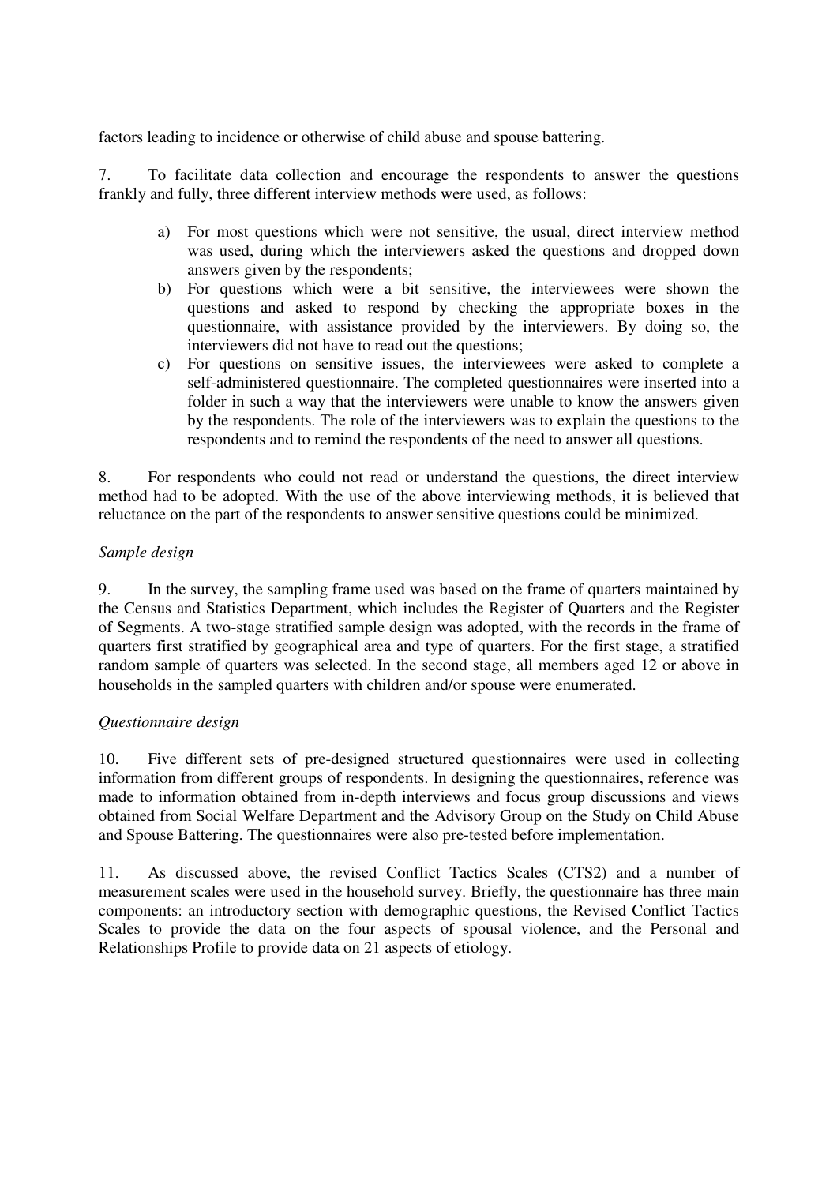factors leading to incidence or otherwise of child abuse and spouse battering.

7. To facilitate data collection and encourage the respondents to answer the questions frankly and fully, three different interview methods were used, as follows:

a) For most questions which were not sensitive, the usual, direct interview method was used, during which the interviewers asked the questions and dropped down answers given by the respondents;
b) For questions which were a bit sensitive, the interviewees were shown the questions and asked to respond by checking the appropriate boxes in the questionnaire, with assistance provided by the interviewers. By doing so, the interviewers did not have to read out the questions;
c) For questions on sensitive issues, the interviewees were asked to complete a self-administered questionnaire. The completed questionnaires were inserted into a folder in such a way that the interviewers were unable to know the answers given by the respondents. The role of the interviewers was to explain the questions to the respondents and to remind the respondents of the need to answer all questions.

8. For respondents who could not read or understand the questions, the direct interview method had to be adopted. With the use of the above interviewing methods, it is believed that reluctance on the part of the respondents to answer sensitive questions could be minimized.

*Sample design*

9. In the survey, the sampling frame used was based on the frame of quarters maintained by the Census and Statistics Department, which includes the Register of Quarters and the Register of Segments. A two-stage stratified sample design was adopted, with the records in the frame of quarters first stratified by geographical area and type of quarters. For the first stage, a stratified random sample of quarters was selected. In the second stage, all members aged 12 or above in households in the sampled quarters with children and/or spouse were enumerated.

*Questionnaire design*

10. Five different sets of pre-designed structured questionnaires were used in collecting information from different groups of respondents. In designing the questionnaires, reference was made to information obtained from in-depth interviews and focus group discussions and views obtained from Social Welfare Department and the Advisory Group on the Study on Child Abuse and Spouse Battering. The questionnaires were also pre-tested before implementation.

11. As discussed above, the revised Conflict Tactics Scales (CTS2) and a number of measurement scales were used in the household survey. Briefly, the questionnaire has three main components: an introductory section with demographic questions, the Revised Conflict Tactics Scales to provide the data on the four aspects of spousal violence, and the Personal and Relationships Profile to provide data on 21 aspects of etiology.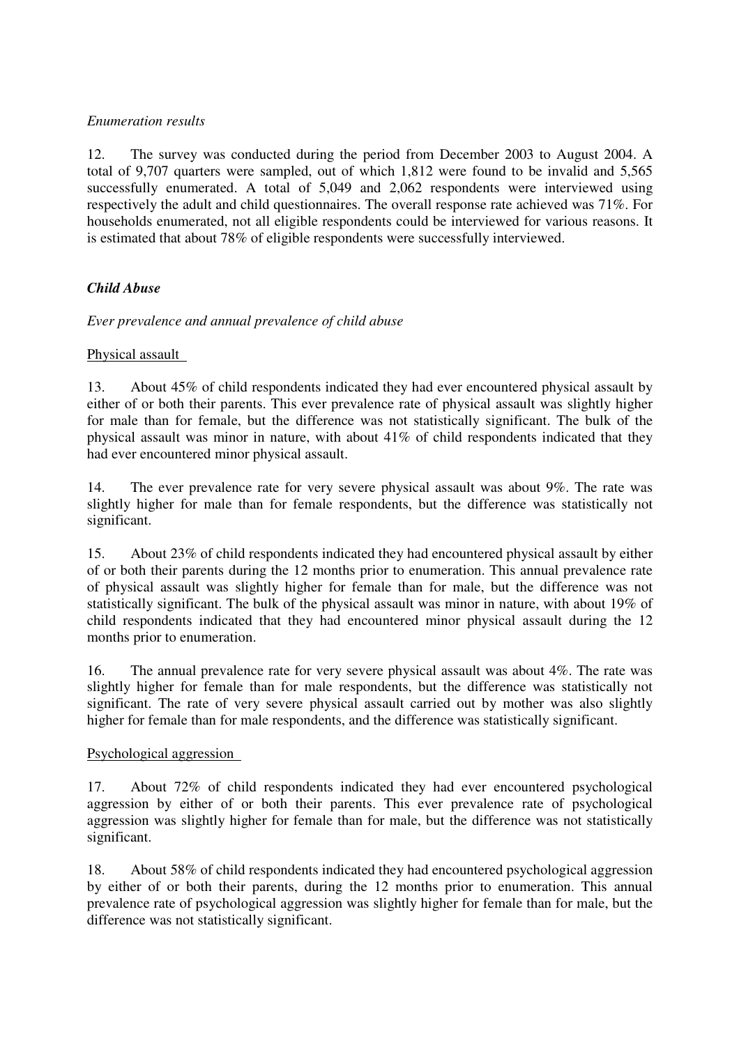*Enumeration results*

12. The survey was conducted during the period from December 2003 to August 2004. A total of 9,707 quarters were sampled, out of which 1,812 were found to be invalid and 5,565 successfully enumerated. A total of 5,049 and 2,062 respondents were interviewed using respectively the adult and child questionnaires. The overall response rate achieved was 71%. For households enumerated, not all eligible respondents could be interviewed for various reasons. It is estimated that about 78% of eligible respondents were successfully interviewed.

***Child Abuse***

*Ever prevalence and annual prevalence of child abuse*

Physical assault

13. About 45% of child respondents indicated they had ever encountered physical assault by either of or both their parents. This ever prevalence rate of physical assault was slightly higher for male than for female, but the difference was not statistically significant. The bulk of the physical assault was minor in nature, with about 41% of child respondents indicated that they had ever encountered minor physical assault.

14. The ever prevalence rate for very severe physical assault was about 9%. The rate was slightly higher for male than for female respondents, but the difference was statistically not significant.

15. About 23% of child respondents indicated they had encountered physical assault by either of or both their parents during the 12 months prior to enumeration. This annual prevalence rate of physical assault was slightly higher for female than for male, but the difference was not statistically significant. The bulk of the physical assault was minor in nature, with about 19% of child respondents indicated that they had encountered minor physical assault during the 12 months prior to enumeration.

16. The annual prevalence rate for very severe physical assault was about 4%. The rate was slightly higher for female than for male respondents, but the difference was statistically not significant. The rate of very severe physical assault carried out by mother was also slightly higher for female than for male respondents, and the difference was statistically significant.

Psychological aggression

17. About 72% of child respondents indicated they had ever encountered psychological aggression by either of or both their parents. This ever prevalence rate of psychological aggression was slightly higher for female than for male, but the difference was not statistically significant.

18. About 58% of child respondents indicated they had encountered psychological aggression by either of or both their parents, during the 12 months prior to enumeration. This annual prevalence rate of psychological aggression was slightly higher for female than for male, but the difference was not statistically significant.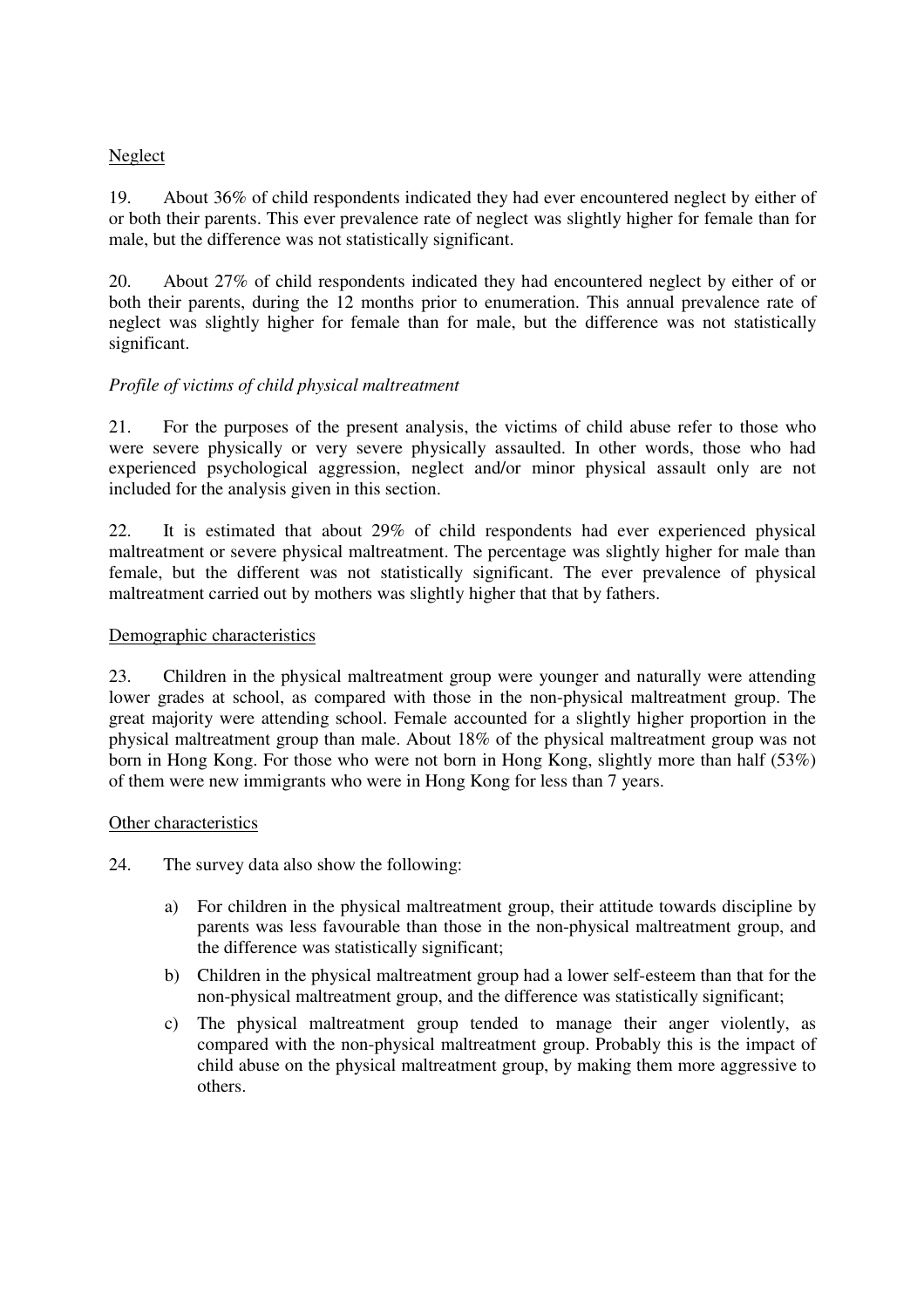Neglect

19. About 36% of child respondents indicated they had ever encountered neglect by either of or both their parents. This ever prevalence rate of neglect was slightly higher for female than for male, but the difference was not statistically significant.

20. About 27% of child respondents indicated they had encountered neglect by either of or both their parents, during the 12 months prior to enumeration. This annual prevalence rate of neglect was slightly higher for female than for male, but the difference was not statistically significant.

*Profile of victims of child physical maltreatment*

21. For the purposes of the present analysis, the victims of child abuse refer to those who were severe physically or very severe physically assaulted. In other words, those who had experienced psychological aggression, neglect and/or minor physical assault only are not included for the analysis given in this section.

22. It is estimated that about 29% of child respondents had ever experienced physical maltreatment or severe physical maltreatment. The percentage was slightly higher for male than female, but the different was not statistically significant. The ever prevalence of physical maltreatment carried out by mothers was slightly higher that that by fathers.

Demographic characteristics

23. Children in the physical maltreatment group were younger and naturally were attending lower grades at school, as compared with those in the non-physical maltreatment group. The great majority were attending school. Female accounted for a slightly higher proportion in the physical maltreatment group than male. About 18% of the physical maltreatment group was not born in Hong Kong. For those who were not born in Hong Kong, slightly more than half (53%) of them were new immigrants who were in Hong Kong for less than 7 years.

Other characteristics

24. The survey data also show the following:

a) For children in the physical maltreatment group, their attitude towards discipline by parents was less favourable than those in the non-physical maltreatment group, and the difference was statistically significant;

b) Children in the physical maltreatment group had a lower self-esteem than that for the non-physical maltreatment group, and the difference was statistically significant;

c) The physical maltreatment group tended to manage their anger violently, as compared with the non-physical maltreatment group. Probably this is the impact of child abuse on the physical maltreatment group, by making them more aggressive to others.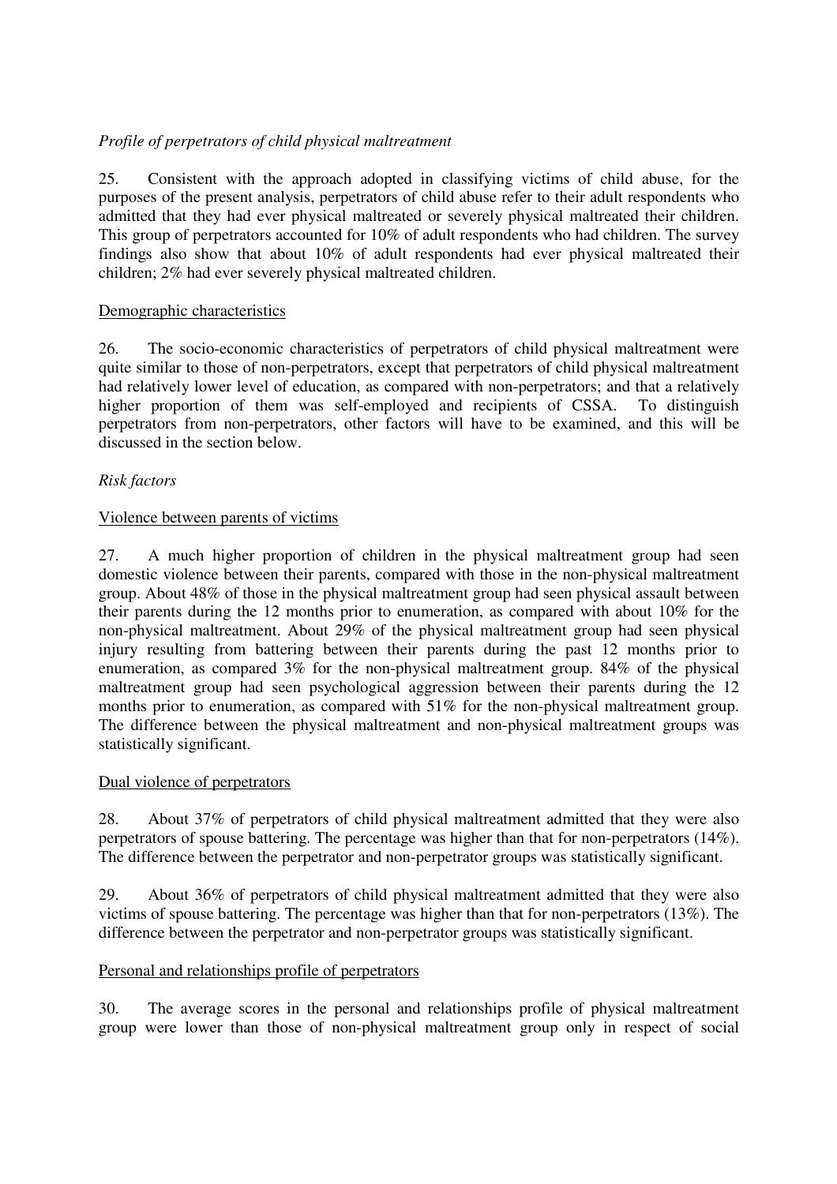*Profile of perpetrators of child physical maltreatment*

25. Consistent with the approach adopted in classifying victims of child abuse, for the purposes of the present analysis, perpetrators of child abuse refer to their adult respondents who admitted that they had ever physical maltreated or severely physical maltreated their children. This group of perpetrators accounted for 10% of adult respondents who had children. The survey findings also show that about 10% of adult respondents had ever physical maltreated their children; 2% had ever severely physical maltreated children.

Demographic characteristics

26. The socio-economic characteristics of perpetrators of child physical maltreatment were quite similar to those of non-perpetrators, except that perpetrators of child physical maltreatment had relatively lower level of education, as compared with non-perpetrators; and that a relatively higher proportion of them was self-employed and recipients of CSSA. To distinguish perpetrators from non-perpetrators, other factors will have to be examined, and this will be discussed in the section below.

*Risk factors*

Violence between parents of victims

27. A much higher proportion of children in the physical maltreatment group had seen domestic violence between their parents, compared with those in the non-physical maltreatment group. About 48% of those in the physical maltreatment group had seen physical assault between their parents during the 12 months prior to enumeration, as compared with about 10% for the non-physical maltreatment. About 29% of the physical maltreatment group had seen physical injury resulting from battering between their parents during the past 12 months prior to enumeration, as compared 3% for the non-physical maltreatment group. 84% of the physical maltreatment group had seen psychological aggression between their parents during the 12 months prior to enumeration, as compared with 51% for the non-physical maltreatment group. The difference between the physical maltreatment and non-physical maltreatment groups was statistically significant.

Dual violence of perpetrators

28. About 37% of perpetrators of child physical maltreatment admitted that they were also perpetrators of spouse battering. The percentage was higher than that for non-perpetrators (14%). The difference between the perpetrator and non-perpetrator groups was statistically significant.

29. About 36% of perpetrators of child physical maltreatment admitted that they were also victims of spouse battering. The percentage was higher than that for non-perpetrators (13%). The difference between the perpetrator and non-perpetrator groups was statistically significant.

Personal and relationships profile of perpetrators

30. The average scores in the personal and relationships profile of physical maltreatment group were lower than those of non-physical maltreatment group only in respect of social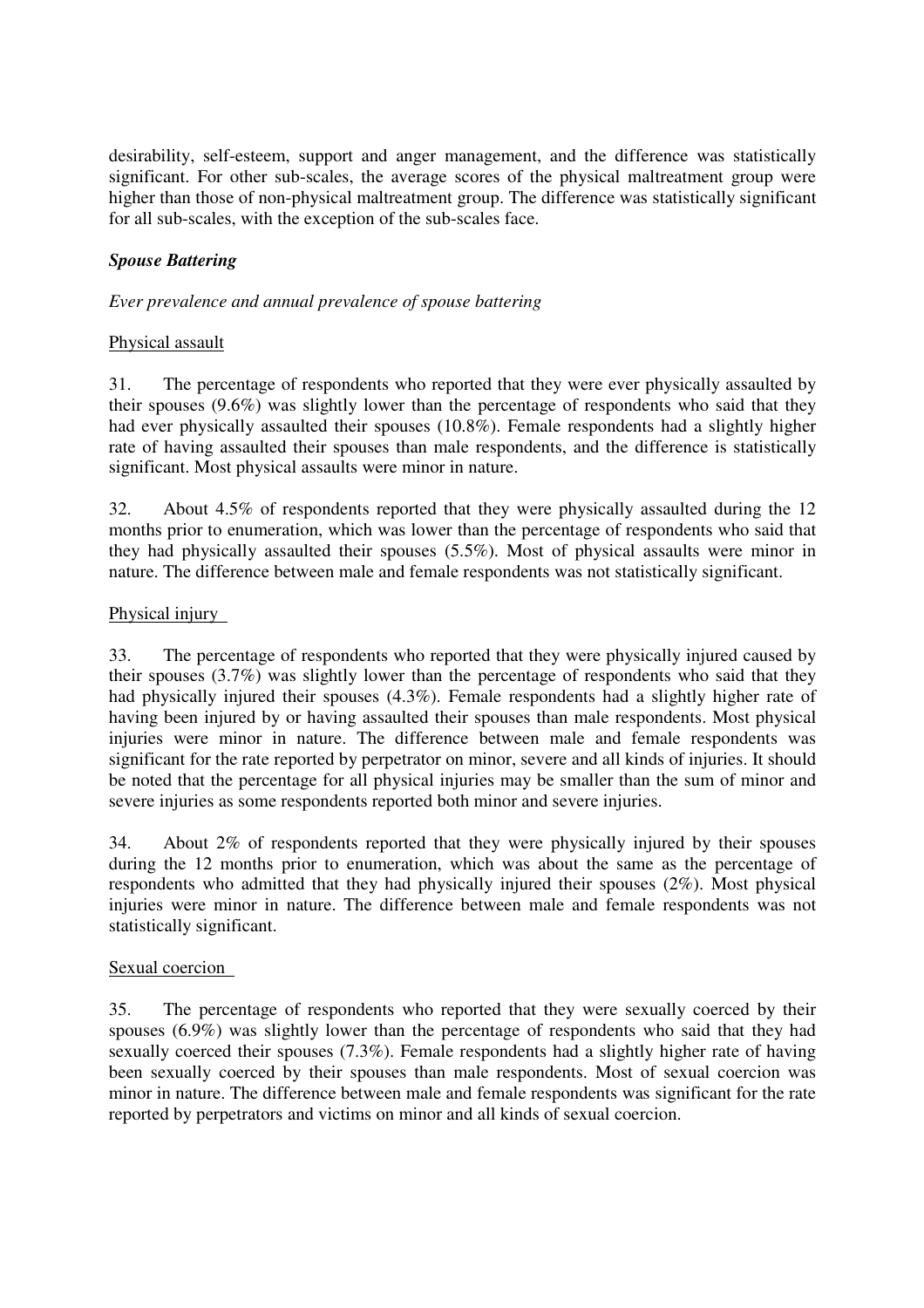desirability, self-esteem, support and anger management, and the difference was statistically significant. For other sub-scales, the average scores of the physical maltreatment group were higher than those of non-physical maltreatment group. The difference was statistically significant for all sub-scales, with the exception of the sub-scales face.

### ***Spouse Battering***

*Ever prevalence and annual prevalence of spouse battering*

Physical assault

31. The percentage of respondents who reported that they were ever physically assaulted by their spouses (9.6%) was slightly lower than the percentage of respondents who said that they had ever physically assaulted their spouses (10.8%). Female respondents had a slightly higher rate of having assaulted their spouses than male respondents, and the difference is statistically significant. Most physical assaults were minor in nature.

32. About 4.5% of respondents reported that they were physically assaulted during the 12 months prior to enumeration, which was lower than the percentage of respondents who said that they had physically assaulted their spouses (5.5%). Most of physical assaults were minor in nature. The difference between male and female respondents was not statistically significant.

Physical injury

33. The percentage of respondents who reported that they were physically injured caused by their spouses (3.7%) was slightly lower than the percentage of respondents who said that they had physically injured their spouses (4.3%). Female respondents had a slightly higher rate of having been injured by or having assaulted their spouses than male respondents. Most physical injuries were minor in nature. The difference between male and female respondents was significant for the rate reported by perpetrator on minor, severe and all kinds of injuries. It should be noted that the percentage for all physical injuries may be smaller than the sum of minor and severe injuries as some respondents reported both minor and severe injuries.

34. About 2% of respondents reported that they were physically injured by their spouses during the 12 months prior to enumeration, which was about the same as the percentage of respondents who admitted that they had physically injured their spouses (2%). Most physical injuries were minor in nature. The difference between male and female respondents was not statistically significant.

Sexual coercion

35. The percentage of respondents who reported that they were sexually coerced by their spouses (6.9%) was slightly lower than the percentage of respondents who said that they had sexually coerced their spouses (7.3%). Female respondents had a slightly higher rate of having been sexually coerced by their spouses than male respondents. Most of sexual coercion was minor in nature. The difference between male and female respondents was significant for the rate reported by perpetrators and victims on minor and all kinds of sexual coercion.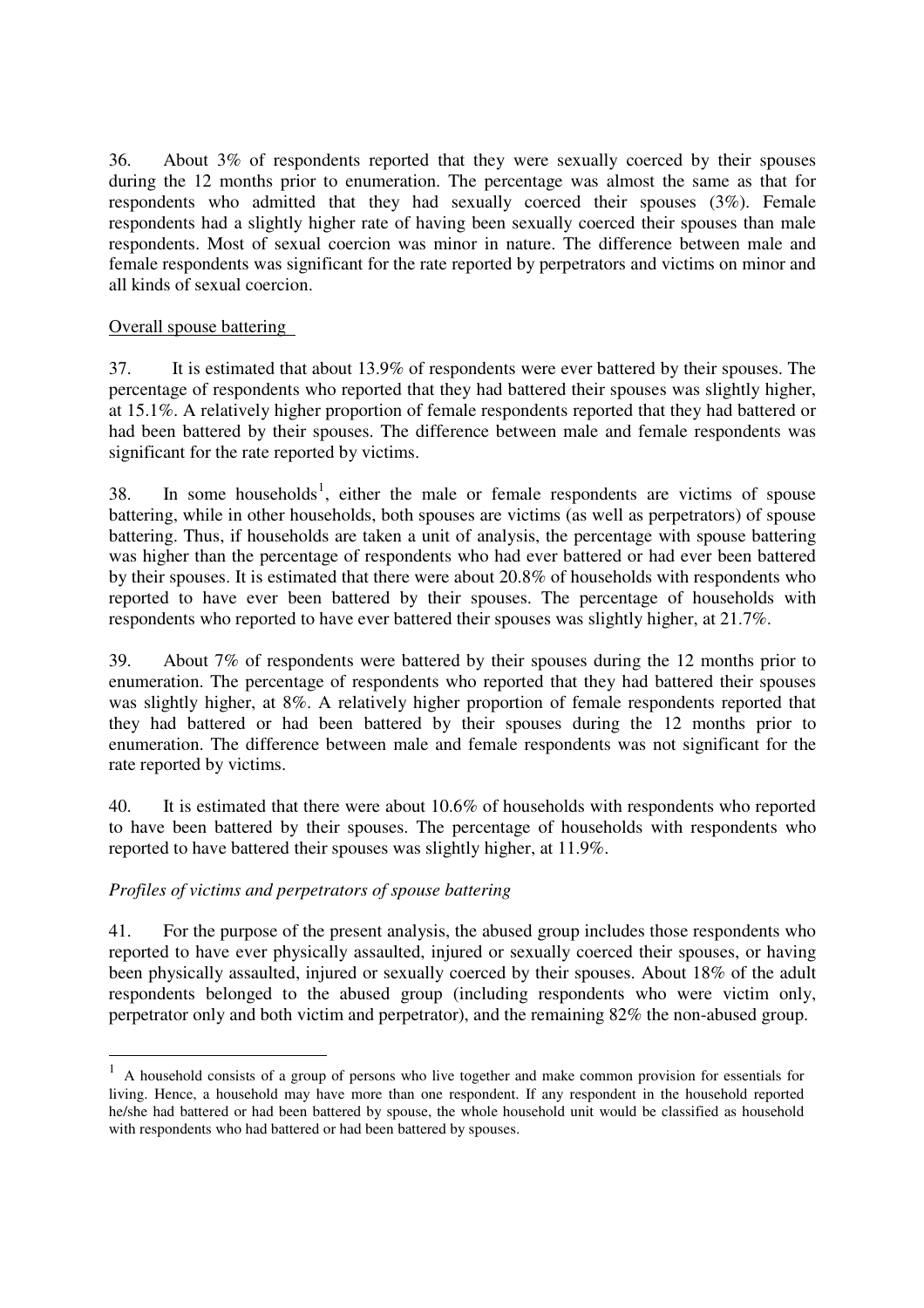36. About 3% of respondents reported that they were sexually coerced by their spouses during the 12 months prior to enumeration. The percentage was almost the same as that for respondents who admitted that they had sexually coerced their spouses (3%). Female respondents had a slightly higher rate of having been sexually coerced their spouses than male respondents. Most of sexual coercion was minor in nature. The difference between male and female respondents was significant for the rate reported by perpetrators and victims on minor and all kinds of sexual coercion.

Overall spouse battering

37. It is estimated that about 13.9% of respondents were ever battered by their spouses. The percentage of respondents who reported that they had battered their spouses was slightly higher, at 15.1%. A relatively higher proportion of female respondents reported that they had battered or had been battered by their spouses. The difference between male and female respondents was significant for the rate reported by victims.

38. In some households[1], either the male or female respondents are victims of spouse battering, while in other households, both spouses are victims (as well as perpetrators) of spouse battering. Thus, if households are taken a unit of analysis, the percentage with spouse battering was higher than the percentage of respondents who had ever battered or had ever been battered by their spouses. It is estimated that there were about 20.8% of households with respondents who reported to have ever been battered by their spouses. The percentage of households with respondents who reported to have ever battered their spouses was slightly higher, at 21.7%.

39. About 7% of respondents were battered by their spouses during the 12 months prior to enumeration. The percentage of respondents who reported that they had battered their spouses was slightly higher, at 8%. A relatively higher proportion of female respondents reported that they had battered or had been battered by their spouses during the 12 months prior to enumeration. The difference between male and female respondents was not significant for the rate reported by victims.

40. It is estimated that there were about 10.6% of households with respondents who reported to have been battered by their spouses. The percentage of households with respondents who reported to have battered their spouses was slightly higher, at 11.9%.

*Profiles of victims and perpetrators of spouse battering*

41. For the purpose of the present analysis, the abused group includes those respondents who reported to have ever physically assaulted, injured or sexually coerced their spouses, or having been physically assaulted, injured or sexually coerced by their spouses. About 18% of the adult respondents belonged to the abused group (including respondents who were victim only, perpetrator only and both victim and perpetrator), and the remaining 82% the non-abused group.

[1] A household consists of a group of persons who live together and make common provision for essentials for living. Hence, a household may have more than one respondent. If any respondent in the household reported he/she had battered or had been battered by spouse, the whole household unit would be classified as household with respondents who had battered or had been battered by spouses.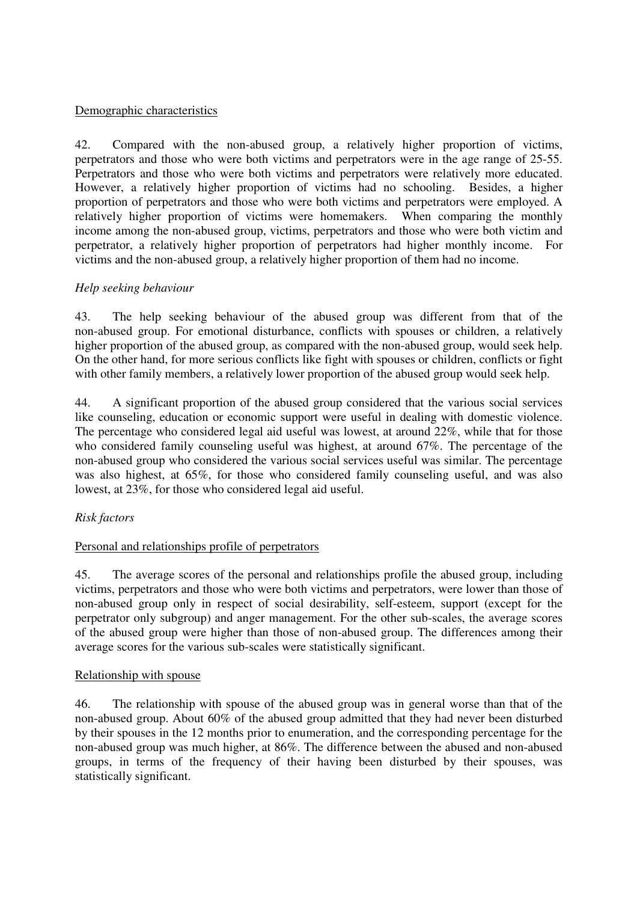Demographic characteristics

42. Compared with the non-abused group, a relatively higher proportion of victims, perpetrators and those who were both victims and perpetrators were in the age range of 25-55. Perpetrators and those who were both victims and perpetrators were relatively more educated. However, a relatively higher proportion of victims had no schooling. Besides, a higher proportion of perpetrators and those who were both victims and perpetrators were employed. A relatively higher proportion of victims were homemakers. When comparing the monthly income among the non-abused group, victims, perpetrators and those who were both victim and perpetrator, a relatively higher proportion of perpetrators had higher monthly income. For victims and the non-abused group, a relatively higher proportion of them had no income.

*Help seeking behaviour*

43. The help seeking behaviour of the abused group was different from that of the non-abused group. For emotional disturbance, conflicts with spouses or children, a relatively higher proportion of the abused group, as compared with the non-abused group, would seek help. On the other hand, for more serious conflicts like fight with spouses or children, conflicts or fight with other family members, a relatively lower proportion of the abused group would seek help.

44. A significant proportion of the abused group considered that the various social services like counseling, education or economic support were useful in dealing with domestic violence. The percentage who considered legal aid useful was lowest, at around 22%, while that for those who considered family counseling useful was highest, at around 67%. The percentage of the non-abused group who considered the various social services useful was similar. The percentage was also highest, at 65%, for those who considered family counseling useful, and was also lowest, at 23%, for those who considered legal aid useful.

*Risk factors*

Personal and relationships profile of perpetrators

45. The average scores of the personal and relationships profile the abused group, including victims, perpetrators and those who were both victims and perpetrators, were lower than those of non-abused group only in respect of social desirability, self-esteem, support (except for the perpetrator only subgroup) and anger management. For the other sub-scales, the average scores of the abused group were higher than those of non-abused group. The differences among their average scores for the various sub-scales were statistically significant.

Relationship with spouse

46. The relationship with spouse of the abused group was in general worse than that of the non-abused group. About 60% of the abused group admitted that they had never been disturbed by their spouses in the 12 months prior to enumeration, and the corresponding percentage for the non-abused group was much higher, at 86%. The difference between the abused and non-abused groups, in terms of the frequency of their having been disturbed by their spouses, was statistically significant.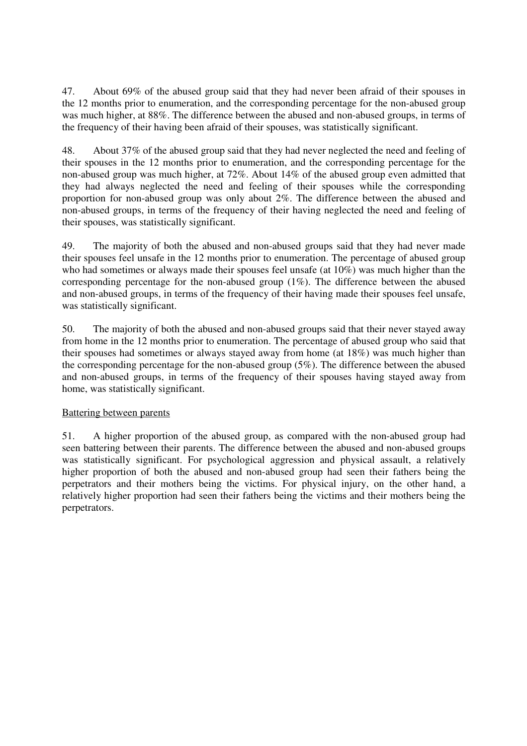47. About 69% of the abused group said that they had never been afraid of their spouses in the 12 months prior to enumeration, and the corresponding percentage for the non-abused group was much higher, at 88%. The difference between the abused and non-abused groups, in terms of the frequency of their having been afraid of their spouses, was statistically significant.

48. About 37% of the abused group said that they had never neglected the need and feeling of their spouses in the 12 months prior to enumeration, and the corresponding percentage for the non-abused group was much higher, at 72%. About 14% of the abused group even admitted that they had always neglected the need and feeling of their spouses while the corresponding proportion for non-abused group was only about 2%. The difference between the abused and non-abused groups, in terms of the frequency of their having neglected the need and feeling of their spouses, was statistically significant.

49. The majority of both the abused and non-abused groups said that they had never made their spouses feel unsafe in the 12 months prior to enumeration. The percentage of abused group who had sometimes or always made their spouses feel unsafe (at 10%) was much higher than the corresponding percentage for the non-abused group (1%). The difference between the abused and non-abused groups, in terms of the frequency of their having made their spouses feel unsafe, was statistically significant.

50. The majority of both the abused and non-abused groups said that their never stayed away from home in the 12 months prior to enumeration. The percentage of abused group who said that their spouses had sometimes or always stayed away from home (at 18%) was much higher than the corresponding percentage for the non-abused group (5%). The difference between the abused and non-abused groups, in terms of the frequency of their spouses having stayed away from home, was statistically significant.

Battering between parents

51. A higher proportion of the abused group, as compared with the non-abused group had seen battering between their parents. The difference between the abused and non-abused groups was statistically significant. For psychological aggression and physical assault, a relatively higher proportion of both the abused and non-abused group had seen their fathers being the perpetrators and their mothers being the victims. For physical injury, on the other hand, a relatively higher proportion had seen their fathers being the victims and their mothers being the perpetrators.